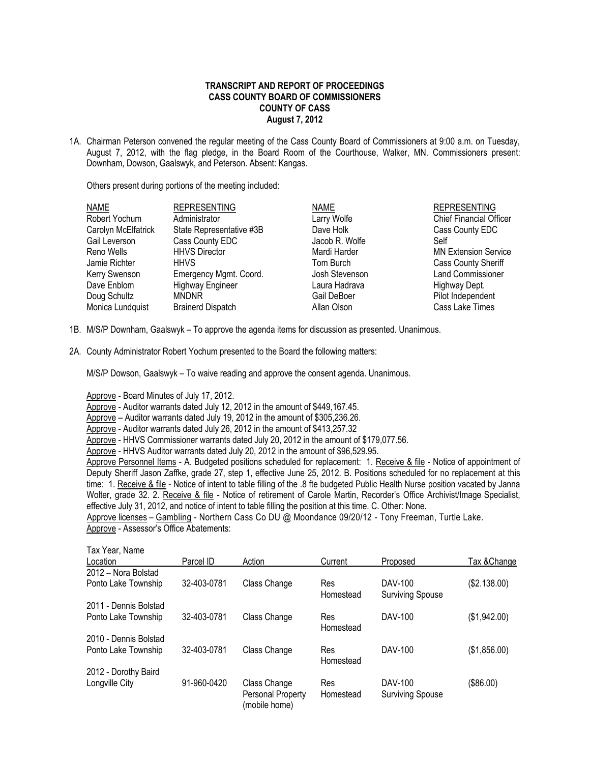**TRANSCRIPT AND REPORT OF PROCEEDINGS**
**CASS COUNTY BOARD OF COMMISSIONERS**
**COUNTY OF CASS**
**August 7, 2012**

1A. Chairman Peterson convened the regular meeting of the Cass County Board of Commissioners at 9:00 a.m. on Tuesday, August 7, 2012, with the flag pledge, in the Board Room of the Courthouse, Walker, MN. Commissioners present: Downham, Dowson, Gaalswyk, and Peterson. Absent: Kangas.

Others present during portions of the meeting included:

| NAME | REPRESENTING | NAME | REPRESENTING |
|---|---|---|---|
| Robert Yochum | Administrator | Larry Wolfe | Chief Financial Officer |
| Carolyn McElfatrick | State Representative #3B | Dave Holk | Cass County EDC |
| Gail Leverson | Cass County EDC | Jacob R. Wolfe | Self |
| Reno Wells | HHVS Director | Mardi Harder | MN Extension Service |
| Jamie Richter | HHVS | Tom Burch | Cass County Sheriff |
| Kerry Swenson | Emergency Mgmt. Coord. | Josh Stevenson | Land Commissioner |
| Dave Enblom | Highway Engineer | Laura Hadrava | Highway Dept. |
| Doug Schultz | MNDNR | Gail DeBoer | Pilot Independent |
| Monica Lundquist | Brainerd Dispatch | Allan Olson | Cass Lake Times |

1B. M/S/P Downham, Gaalswyk – To approve the agenda items for discussion as presented. Unanimous.

2A. County Administrator Robert Yochum presented to the Board the following matters:

M/S/P Dowson, Gaalswyk – To waive reading and approve the consent agenda. Unanimous.

Approve - Board Minutes of July 17, 2012.
Approve - Auditor warrants dated July 12, 2012 in the amount of $449,167.45.
Approve – Auditor warrants dated July 19, 2012 in the amount of $305,236.26.
Approve - Auditor warrants dated July 26, 2012 in the amount of $413,257.32
Approve - HHVS Commissioner warrants dated July 20, 2012 in the amount of $179,077.56.
Approve - HHVS Auditor warrants dated July 20, 2012 in the amount of $96,529.95.
Approve Personnel Items - A. Budgeted positions scheduled for replacement: 1. Receive & file - Notice of appointment of Deputy Sheriff Jason Zaffke, grade 27, step 1, effective June 25, 2012. B. Positions scheduled for no replacement at this time: 1. Receive & file - Notice of intent to table filling of the .8 fte budgeted Public Health Nurse position vacated by Janna Wolter, grade 32. 2. Receive & file - Notice of retirement of Carole Martin, Recorder's Office Archivist/Image Specialist, effective July 31, 2012, and notice of intent to table filling the position at this time. C. Other: None.
Approve licenses – Gambling - Northern Cass Co DU @ Moondance 09/20/12 - Tony Freeman, Turtle Lake.
Approve - Assessor's Office Abatements:

| Tax Year, Name Location | Parcel ID | Action | Current | Proposed | Tax &Change |
|---|---|---|---|---|---|
| 2012 – Nora Bolstad Ponto Lake Township | 32-403-0781 | Class Change | Res Homestead | DAV-100 Surviving Spouse | ($2.138.00) |
| 2011 - Dennis Bolstad Ponto Lake Township | 32-403-0781 | Class Change | Res Homestead | DAV-100 | ($1,942.00) |
| 2010 - Dennis Bolstad Ponto Lake Township | 32-403-0781 | Class Change | Res Homestead | DAV-100 | ($1,856.00) |
| 2012 - Dorothy Baird Longville City | 91-960-0420 | Class Change Personal Property (mobile home) | Res Homestead | DAV-100 Surviving Spouse | ($86.00) |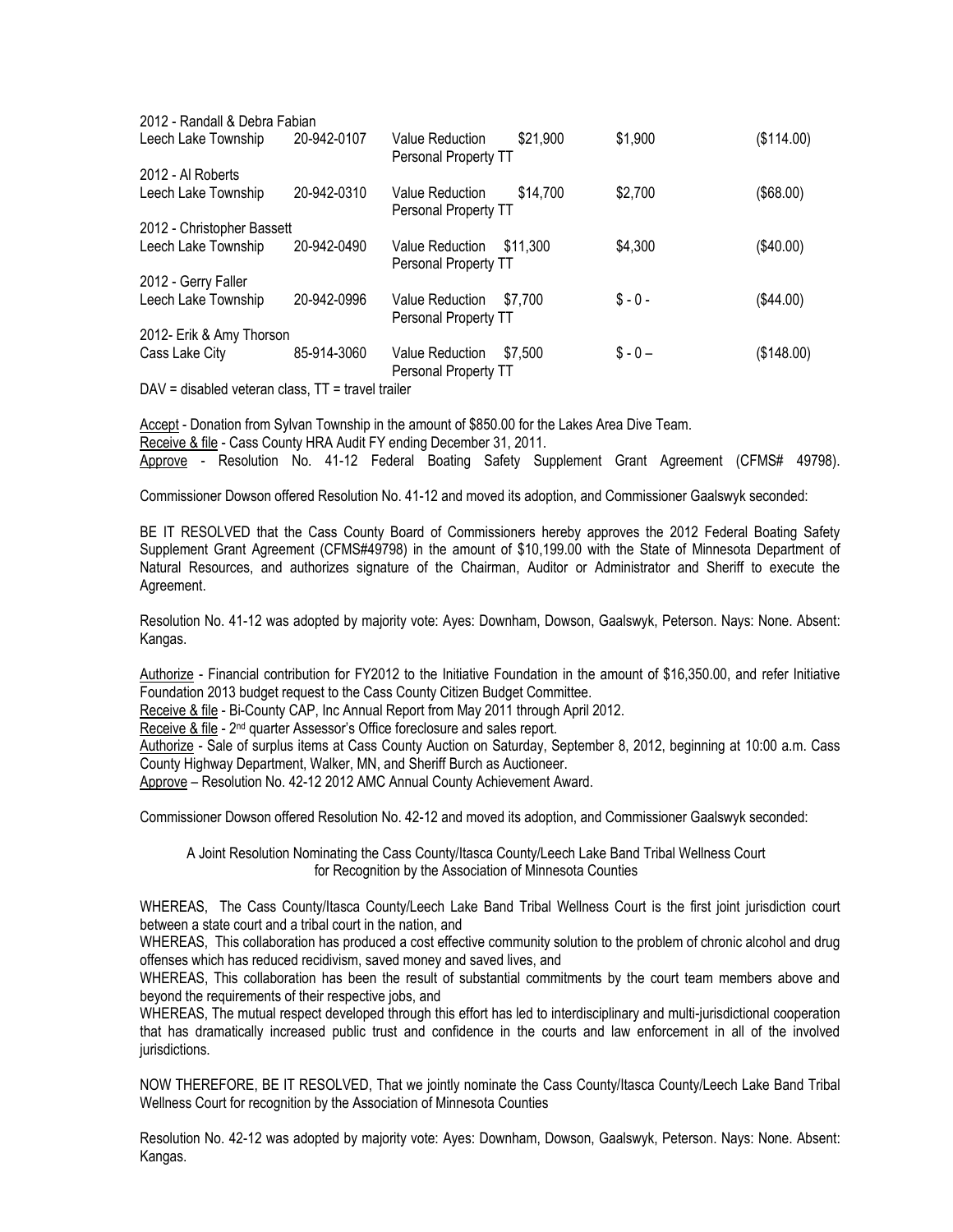| | | | | | |
|---|---|---|---|---|---|
| 2012 - Randall & Debra Fabian | | | | | |
| Leech Lake Township | 20-942-0107 | Value Reduction Personal Property TT | $21,900 | $1,900 | ($114.00) |
| 2012 - Al Roberts | | | | | |
| Leech Lake Township | 20-942-0310 | Value Reduction Personal Property TT | $14,700 | $2,700 | ($68.00) |
| 2012 - Christopher Bassett | | | | | |
| Leech Lake Township | 20-942-0490 | Value Reduction Personal Property TT | $11,300 | $4,300 | ($40.00) |
| 2012 - Gerry Faller | | | | | |
| Leech Lake Township | 20-942-0996 | Value Reduction Personal Property TT | $7,700 | $ - 0 - | ($44.00) |
| 2012- Erik & Amy Thorson | | | | | |
| Cass Lake City | 85-914-3060 | Value Reduction Personal Property TT | $7,500 | $ - 0 – | ($148.00) |

DAV = disabled veteran class, TT = travel trailer

Accept - Donation from Sylvan Township in the amount of $850.00 for the Lakes Area Dive Team.
Receive & file - Cass County HRA Audit FY ending December 31, 2011.
Approve - Resolution No. 41-12 Federal Boating Safety Supplement Grant Agreement (CFMS# 49798).

Commissioner Dowson offered Resolution No. 41-12 and moved its adoption, and Commissioner Gaalswyk seconded:

BE IT RESOLVED that the Cass County Board of Commissioners hereby approves the 2012 Federal Boating Safety Supplement Grant Agreement (CFMS#49798) in the amount of $10,199.00 with the State of Minnesota Department of Natural Resources, and authorizes signature of the Chairman, Auditor or Administrator and Sheriff to execute the Agreement.

Resolution No. 41-12 was adopted by majority vote: Ayes: Downham, Dowson, Gaalswyk, Peterson. Nays: None. Absent: Kangas.

Authorize - Financial contribution for FY2012 to the Initiative Foundation in the amount of $16,350.00, and refer Initiative Foundation 2013 budget request to the Cass County Citizen Budget Committee.
Receive & file - Bi-County CAP, Inc Annual Report from May 2011 through April 2012.
Receive & file - 2nd quarter Assessor's Office foreclosure and sales report.
Authorize - Sale of surplus items at Cass County Auction on Saturday, September 8, 2012, beginning at 10:00 a.m. Cass County Highway Department, Walker, MN, and Sheriff Burch as Auctioneer.
Approve – Resolution No. 42-12 2012 AMC Annual County Achievement Award.

Commissioner Dowson offered Resolution No. 42-12 and moved its adoption, and Commissioner Gaalswyk seconded:

A Joint Resolution Nominating the Cass County/Itasca County/Leech Lake Band Tribal Wellness Court for Recognition by the Association of Minnesota Counties

WHEREAS, The Cass County/Itasca County/Leech Lake Band Tribal Wellness Court is the first joint jurisdiction court between a state court and a tribal court in the nation, and
WHEREAS, This collaboration has produced a cost effective community solution to the problem of chronic alcohol and drug offenses which has reduced recidivism, saved money and saved lives, and
WHEREAS, This collaboration has been the result of substantial commitments by the court team members above and beyond the requirements of their respective jobs, and
WHEREAS, The mutual respect developed through this effort has led to interdisciplinary and multi-jurisdictional cooperation that has dramatically increased public trust and confidence in the courts and law enforcement in all of the involved jurisdictions.

NOW THEREFORE, BE IT RESOLVED, That we jointly nominate the Cass County/Itasca County/Leech Lake Band Tribal Wellness Court for recognition by the Association of Minnesota Counties

Resolution No. 42-12 was adopted by majority vote: Ayes: Downham, Dowson, Gaalswyk, Peterson. Nays: None. Absent: Kangas.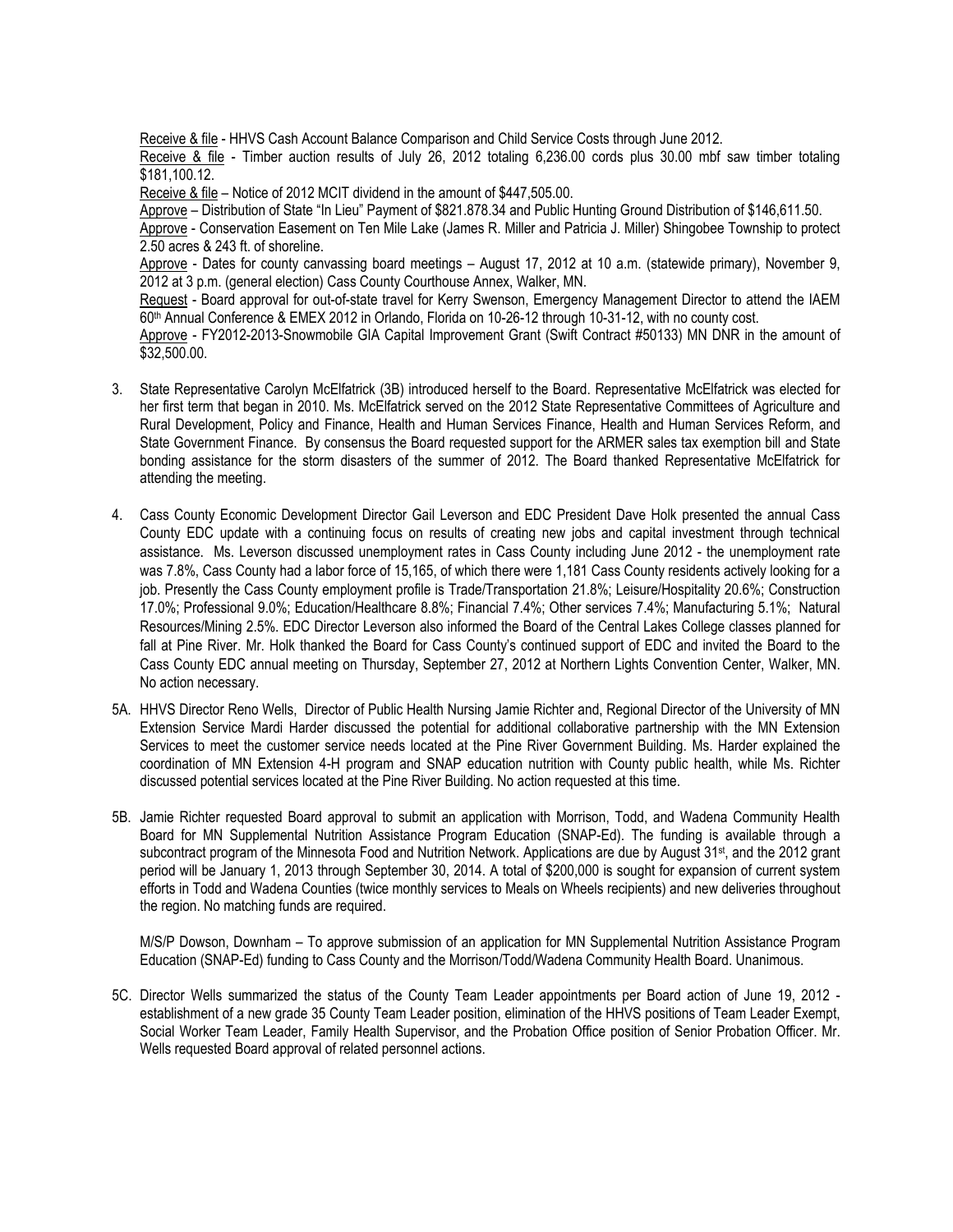Receive & file - HHVS Cash Account Balance Comparison and Child Service Costs through June 2012.

Receive & file - Timber auction results of July 26, 2012 totaling 6,236.00 cords plus 30.00 mbf saw timber totaling $181,100.12.

Receive & file – Notice of 2012 MCIT dividend in the amount of $447,505.00.

Approve – Distribution of State "In Lieu" Payment of $821.878.34 and Public Hunting Ground Distribution of $146,611.50.

Approve - Conservation Easement on Ten Mile Lake (James R. Miller and Patricia J. Miller) Shingobee Township to protect 2.50 acres & 243 ft. of shoreline.

Approve - Dates for county canvassing board meetings – August 17, 2012 at 10 a.m. (statewide primary), November 9, 2012 at 3 p.m. (general election) Cass County Courthouse Annex, Walker, MN.

Request - Board approval for out-of-state travel for Kerry Swenson, Emergency Management Director to attend the IAEM 60th Annual Conference & EMEX 2012 in Orlando, Florida on 10-26-12 through 10-31-12, with no county cost.

Approve - FY2012-2013-Snowmobile GIA Capital Improvement Grant (Swift Contract #50133) MN DNR in the amount of $32,500.00.

3. State Representative Carolyn McElfatrick (3B) introduced herself to the Board. Representative McElfatrick was elected for her first term that began in 2010. Ms. McElfatrick served on the 2012 State Representative Committees of Agriculture and Rural Development, Policy and Finance, Health and Human Services Finance, Health and Human Services Reform, and State Government Finance. By consensus the Board requested support for the ARMER sales tax exemption bill and State bonding assistance for the storm disasters of the summer of 2012. The Board thanked Representative McElfatrick for attending the meeting.

4. Cass County Economic Development Director Gail Leverson and EDC President Dave Holk presented the annual Cass County EDC update with a continuing focus on results of creating new jobs and capital investment through technical assistance. Ms. Leverson discussed unemployment rates in Cass County including June 2012 - the unemployment rate was 7.8%, Cass County had a labor force of 15,165, of which there were 1,181 Cass County residents actively looking for a job. Presently the Cass County employment profile is Trade/Transportation 21.8%; Leisure/Hospitality 20.6%; Construction 17.0%; Professional 9.0%; Education/Healthcare 8.8%; Financial 7.4%; Other services 7.4%; Manufacturing 5.1%; Natural Resources/Mining 2.5%. EDC Director Leverson also informed the Board of the Central Lakes College classes planned for fall at Pine River. Mr. Holk thanked the Board for Cass County's continued support of EDC and invited the Board to the Cass County EDC annual meeting on Thursday, September 27, 2012 at Northern Lights Convention Center, Walker, MN. No action necessary.

5A. HHVS Director Reno Wells, Director of Public Health Nursing Jamie Richter and, Regional Director of the University of MN Extension Service Mardi Harder discussed the potential for additional collaborative partnership with the MN Extension Services to meet the customer service needs located at the Pine River Government Building. Ms. Harder explained the coordination of MN Extension 4-H program and SNAP education nutrition with County public health, while Ms. Richter discussed potential services located at the Pine River Building. No action requested at this time.

5B. Jamie Richter requested Board approval to submit an application with Morrison, Todd, and Wadena Community Health Board for MN Supplemental Nutrition Assistance Program Education (SNAP-Ed). The funding is available through a subcontract program of the Minnesota Food and Nutrition Network. Applications are due by August 31st, and the 2012 grant period will be January 1, 2013 through September 30, 2014. A total of $200,000 is sought for expansion of current system efforts in Todd and Wadena Counties (twice monthly services to Meals on Wheels recipients) and new deliveries throughout the region. No matching funds are required.

M/S/P Dowson, Downham – To approve submission of an application for MN Supplemental Nutrition Assistance Program Education (SNAP-Ed) funding to Cass County and the Morrison/Todd/Wadena Community Health Board. Unanimous.

5C. Director Wells summarized the status of the County Team Leader appointments per Board action of June 19, 2012 - establishment of a new grade 35 County Team Leader position, elimination of the HHVS positions of Team Leader Exempt, Social Worker Team Leader, Family Health Supervisor, and the Probation Office position of Senior Probation Officer. Mr. Wells requested Board approval of related personnel actions.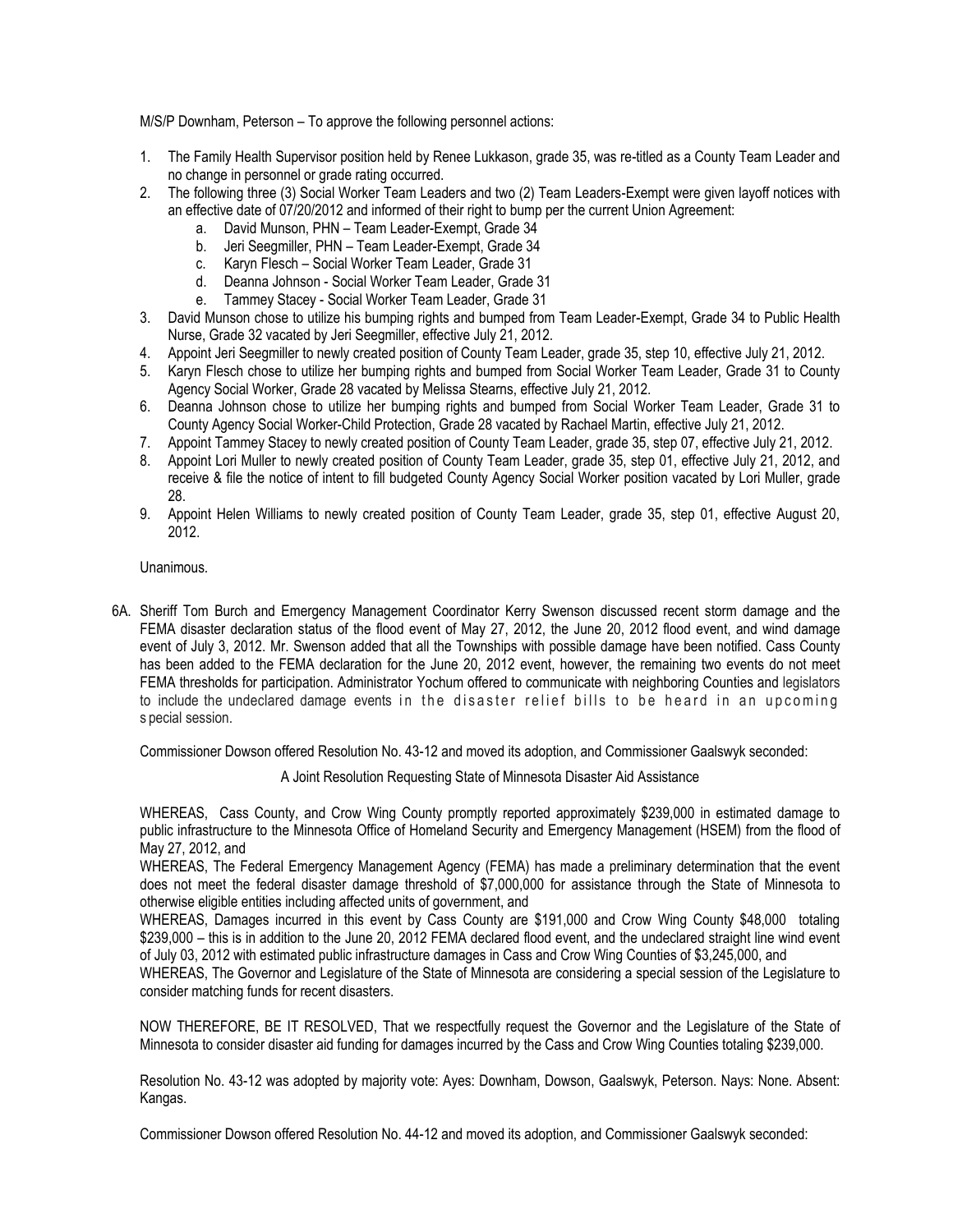M/S/P Downham, Peterson – To approve the following personnel actions:

1. The Family Health Supervisor position held by Renee Lukkason, grade 35, was re-titled as a County Team Leader and no change in personnel or grade rating occurred.
2. The following three (3) Social Worker Team Leaders and two (2) Team Leaders-Exempt were given layoff notices with an effective date of 07/20/2012 and informed of their right to bump per the current Union Agreement:
   a. David Munson, PHN – Team Leader-Exempt, Grade 34
   b. Jeri Seegmiller, PHN – Team Leader-Exempt, Grade 34
   c. Karyn Flesch – Social Worker Team Leader, Grade 31
   d. Deanna Johnson - Social Worker Team Leader, Grade 31
   e. Tammey Stacey - Social Worker Team Leader, Grade 31
3. David Munson chose to utilize his bumping rights and bumped from Team Leader-Exempt, Grade 34 to Public Health Nurse, Grade 32 vacated by Jeri Seegmiller, effective July 21, 2012.
4. Appoint Jeri Seegmiller to newly created position of County Team Leader, grade 35, step 10, effective July 21, 2012.
5. Karyn Flesch chose to utilize her bumping rights and bumped from Social Worker Team Leader, Grade 31 to County Agency Social Worker, Grade 28 vacated by Melissa Stearns, effective July 21, 2012.
6. Deanna Johnson chose to utilize her bumping rights and bumped from Social Worker Team Leader, Grade 31 to County Agency Social Worker-Child Protection, Grade 28 vacated by Rachael Martin, effective July 21, 2012.
7. Appoint Tammey Stacey to newly created position of County Team Leader, grade 35, step 07, effective July 21, 2012.
8. Appoint Lori Muller to newly created position of County Team Leader, grade 35, step 01, effective July 21, 2012, and receive & file the notice of intent to fill budgeted County Agency Social Worker position vacated by Lori Muller, grade 28.
9. Appoint Helen Williams to newly created position of County Team Leader, grade 35, step 01, effective August 20, 2012.

Unanimous.

6A. Sheriff Tom Burch and Emergency Management Coordinator Kerry Swenson discussed recent storm damage and the FEMA disaster declaration status of the flood event of May 27, 2012, the June 20, 2012 flood event, and wind damage event of July 3, 2012. Mr. Swenson added that all the Townships with possible damage have been notified. Cass County has been added to the FEMA declaration for the June 20, 2012 event, however, the remaining two events do not meet FEMA thresholds for participation. Administrator Yochum offered to communicate with neighboring Counties and legislators to include the undeclared damage events in the disaster relief bills to be heard in an upcoming special session.

Commissioner Dowson offered Resolution No. 43-12 and moved its adoption, and Commissioner Gaalswyk seconded:

A Joint Resolution Requesting State of Minnesota Disaster Aid Assistance

WHEREAS, Cass County, and Crow Wing County promptly reported approximately $239,000 in estimated damage to public infrastructure to the Minnesota Office of Homeland Security and Emergency Management (HSEM) from the flood of May 27, 2012, and

WHEREAS, The Federal Emergency Management Agency (FEMA) has made a preliminary determination that the event does not meet the federal disaster damage threshold of $7,000,000 for assistance through the State of Minnesota to otherwise eligible entities including affected units of government, and

WHEREAS, Damages incurred in this event by Cass County are $191,000 and Crow Wing County $48,000 totaling $239,000 – this is in addition to the June 20, 2012 FEMA declared flood event, and the undeclared straight line wind event of July 03, 2012 with estimated public infrastructure damages in Cass and Crow Wing Counties of $3,245,000, and

WHEREAS, The Governor and Legislature of the State of Minnesota are considering a special session of the Legislature to consider matching funds for recent disasters.

NOW THEREFORE, BE IT RESOLVED, That we respectfully request the Governor and the Legislature of the State of Minnesota to consider disaster aid funding for damages incurred by the Cass and Crow Wing Counties totaling $239,000.

Resolution No. 43-12 was adopted by majority vote: Ayes: Downham, Dowson, Gaalswyk, Peterson. Nays: None. Absent: Kangas.

Commissioner Dowson offered Resolution No. 44-12 and moved its adoption, and Commissioner Gaalswyk seconded: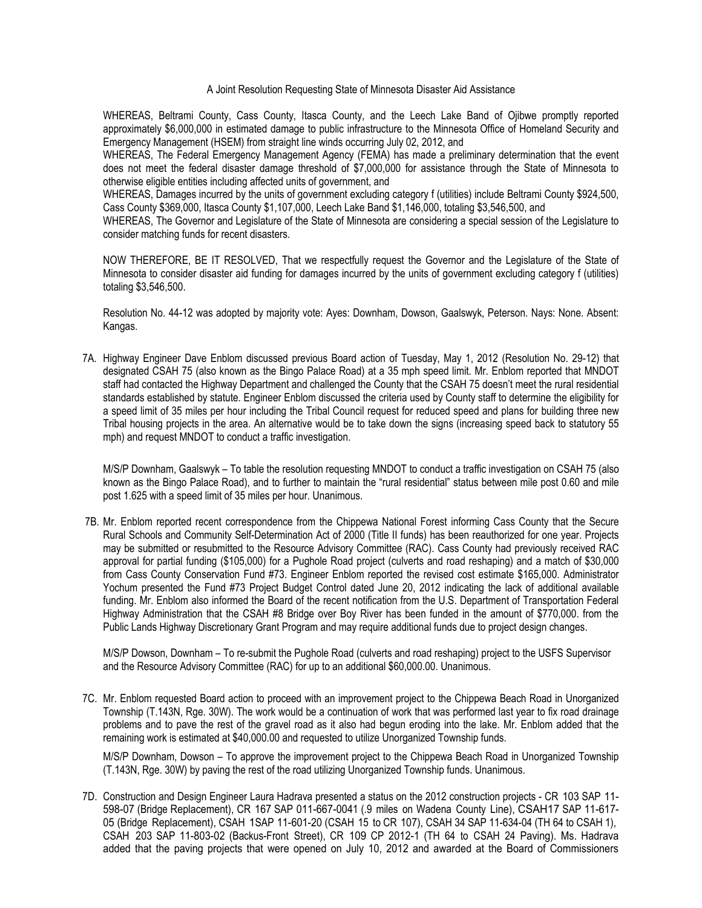A Joint Resolution Requesting State of Minnesota Disaster Aid Assistance

WHEREAS, Beltrami County, Cass County, Itasca County, and the Leech Lake Band of Ojibwe promptly reported approximately $6,000,000 in estimated damage to public infrastructure to the Minnesota Office of Homeland Security and Emergency Management (HSEM) from straight line winds occurring July 02, 2012, and

WHEREAS, The Federal Emergency Management Agency (FEMA) has made a preliminary determination that the event does not meet the federal disaster damage threshold of $7,000,000 for assistance through the State of Minnesota to otherwise eligible entities including affected units of government, and

WHEREAS, Damages incurred by the units of government excluding category f (utilities) include Beltrami County $924,500, Cass County $369,000, Itasca County $1,107,000, Leech Lake Band $1,146,000, totaling $3,546,500, and

WHEREAS, The Governor and Legislature of the State of Minnesota are considering a special session of the Legislature to consider matching funds for recent disasters.

NOW THEREFORE, BE IT RESOLVED, That we respectfully request the Governor and the Legislature of the State of Minnesota to consider disaster aid funding for damages incurred by the units of government excluding category f (utilities) totaling $3,546,500.

Resolution No. 44-12 was adopted by majority vote: Ayes: Downham, Dowson, Gaalswyk, Peterson. Nays: None. Absent: Kangas.

7A. Highway Engineer Dave Enblom discussed previous Board action of Tuesday, May 1, 2012 (Resolution No. 29-12) that designated CSAH 75 (also known as the Bingo Palace Road) at a 35 mph speed limit. Mr. Enblom reported that MNDOT staff had contacted the Highway Department and challenged the County that the CSAH 75 doesn't meet the rural residential standards established by statute. Engineer Enblom discussed the criteria used by County staff to determine the eligibility for a speed limit of 35 miles per hour including the Tribal Council request for reduced speed and plans for building three new Tribal housing projects in the area. An alternative would be to take down the signs (increasing speed back to statutory 55 mph) and request MNDOT to conduct a traffic investigation.

M/S/P Downham, Gaalswyk – To table the resolution requesting MNDOT to conduct a traffic investigation on CSAH 75 (also known as the Bingo Palace Road), and to further to maintain the "rural residential" status between mile post 0.60 and mile post 1.625 with a speed limit of 35 miles per hour. Unanimous.

7B. Mr. Enblom reported recent correspondence from the Chippewa National Forest informing Cass County that the Secure Rural Schools and Community Self-Determination Act of 2000 (Title II funds) has been reauthorized for one year. Projects may be submitted or resubmitted to the Resource Advisory Committee (RAC). Cass County had previously received RAC approval for partial funding ($105,000) for a Pughole Road project (culverts and road reshaping) and a match of $30,000 from Cass County Conservation Fund #73. Engineer Enblom reported the revised cost estimate $165,000. Administrator Yochum presented the Fund #73 Project Budget Control dated June 20, 2012 indicating the lack of additional available funding. Mr. Enblom also informed the Board of the recent notification from the U.S. Department of Transportation Federal Highway Administration that the CSAH #8 Bridge over Boy River has been funded in the amount of $770,000. from the Public Lands Highway Discretionary Grant Program and may require additional funds due to project design changes.

M/S/P Dowson, Downham – To re-submit the Pughole Road (culverts and road reshaping) project to the USFS Supervisor and the Resource Advisory Committee (RAC) for up to an additional $60,000.00. Unanimous.

7C. Mr. Enblom requested Board action to proceed with an improvement project to the Chippewa Beach Road in Unorganized Township (T.143N, Rge. 30W). The work would be a continuation of work that was performed last year to fix road drainage problems and to pave the rest of the gravel road as it also had begun eroding into the lake. Mr. Enblom added that the remaining work is estimated at $40,000.00 and requested to utilize Unorganized Township funds.

M/S/P Downham, Dowson – To approve the improvement project to the Chippewa Beach Road in Unorganized Township (T.143N, Rge. 30W) by paving the rest of the road utilizing Unorganized Township funds. Unanimous.

7D. Construction and Design Engineer Laura Hadrava presented a status on the 2012 construction projects - CR 103 SAP 11-598-07 (Bridge Replacement), CR 167 SAP 011-667-0041 (.9 miles on Wadena County Line), CSAH17 SAP 11-617-05 (Bridge Replacement), CSAH 1SAP 11-601-20 (CSAH 15 to CR 107), CSAH 34 SAP 11-634-04 (TH 64 to CSAH 1), CSAH 203 SAP 11-803-02 (Backus-Front Street), CR 109 CP 2012-1 (TH 64 to CSAH 24 Paving). Ms. Hadrava added that the paving projects that were opened on July 10, 2012 and awarded at the Board of Commissioners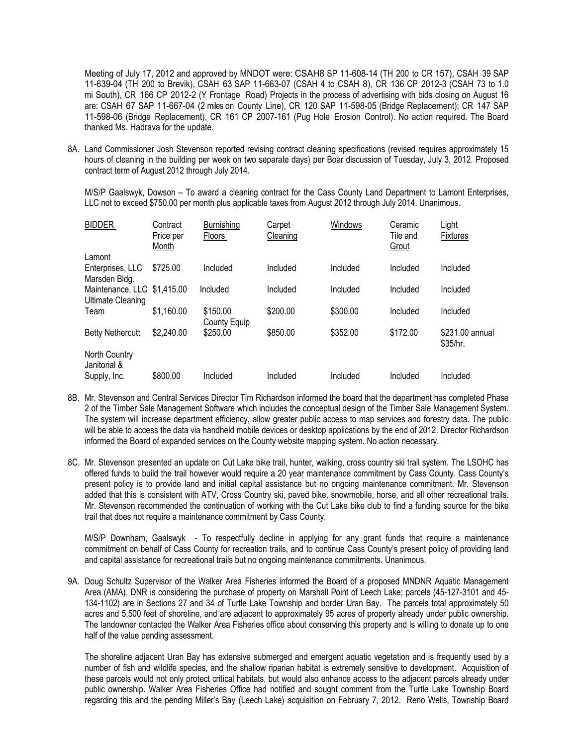Meeting of July 17, 2012 and approved by MNDOT were: CSAH8 SP 11-608-14 (TH 200 to CR 157), CSAH 39 SAP 11-639-04 (TH 200 to Brevik), CSAH 63 SAP 11-663-07 (CSAH 4 to CSAH 8), CR 136 CP 2012-3 (CSAH 73 to 1.0 mi South), CR 166 CP 2012-2 (Y Frontage Road) Projects in the process of advertising with bids closing on August 16 are: CSAH 67 SAP 11-667-04 (2 miles on County Line), CR 120 SAP 11-598-05 (Bridge Replacement); CR 147 SAP 11-598-06 (Bridge Replacement), CR 161 CP 2007-161 (Pug Hole Erosion Control). No action required. The Board thanked Ms. Hadrava for the update.

8A. Land Commissioner Josh Stevenson reported revising contract cleaning specifications (revised requires approximately 15 hours of cleaning in the building per week on two separate days) per Boar discussion of Tuesday, July 3, 2012. Proposed contract term of August 2012 through July 2014.

M/S/P Gaalswyk, Dowson – To award a cleaning contract for the Cass County Land Department to Lamont Enterprises, LLC not to exceed $750.00 per month plus applicable taxes from August 2012 through July 2014. Unanimous.

| BIDDER | Contract Price per Month | Burnishing Floors | Carpet Cleaning | Windows | Ceramic Tile and Grout | Light Fixtures |
|---|---|---|---|---|---|---|
| Lamont Enterprises, LLC | $725.00 | Included | Included | Included | Included | Included |
| Marsden Bldg. Maintenance, LLC | $1,415.00 | Included | Included | Included | Included | Included |
| Ultimate Cleaning Team | $1,160.00 | $150.00 County Equip | $200.00 | $300.00 | Included | Included |
| Betty Nethercutt | $2,240.00 | $250.00 | $850.00 | $352.00 | $172.00 | $231.00 annual $35/hr. |
| North Country Janitorial & Supply, Inc. | $800.00 | Included | Included | Included | Included | Included |

8B. Mr. Stevenson and Central Services Director Tim Richardson informed the board that the department has completed Phase 2 of the Timber Sale Management Software which includes the conceptual design of the Timber Sale Management System. The system will increase department efficiency, allow greater public access to map services and forestry data. The public will be able to access the data via handheld mobile devices or desktop applications by the end of 2012. Director Richardson informed the Board of expanded services on the County website mapping system. No action necessary.

8C. Mr. Stevenson presented an update on Cut Lake bike trail, hunter, walking, cross country ski trail system. The LSOHC has offered funds to build the trail however would require a 20 year maintenance commitment by Cass County. Cass County's present policy is to provide land and initial capital assistance but no ongoing maintenance commitment. Mr. Stevenson added that this is consistent with ATV, Cross Country ski, paved bike, snowmobile, horse, and all other recreational trails. Mr. Stevenson recommended the continuation of working with the Cut Lake bike club to find a funding source for the bike trail that does not require a maintenance commitment by Cass County.

M/S/P Downham, Gaalswyk - To respectfully decline in applying for any grant funds that require a maintenance commitment on behalf of Cass County for recreation trails, and to continue Cass County's present policy of providing land and capital assistance for recreational trails but no ongoing maintenance commitments. Unanimous.

9A. Doug Schultz Supervisor of the Walker Area Fisheries informed the Board of a proposed MNDNR Aquatic Management Area (AMA). DNR is considering the purchase of property on Marshall Point of Leech Lake; parcels (45-127-3101 and 45-134-1102) are in Sections 27 and 34 of Turtle Lake Township and border Uran Bay. The parcels total approximately 50 acres and 5,500 feet of shoreline, and are adjacent to approximately 95 acres of property already under public ownership. The landowner contacted the Walker Area Fisheries office about conserving this property and is willing to donate up to one half of the value pending assessment.

The shoreline adjacent Uran Bay has extensive submerged and emergent aquatic vegetation and is frequently used by a number of fish and wildlife species, and the shallow riparian habitat is extremely sensitive to development. Acquisition of these parcels would not only protect critical habitats, but would also enhance access to the adjacent parcels already under public ownership. Walker Area Fisheries Office had notified and sought comment from the Turtle Lake Township Board regarding this and the pending Miller's Bay (Leech Lake) acquisition on February 7, 2012. Reno Wells, Township Board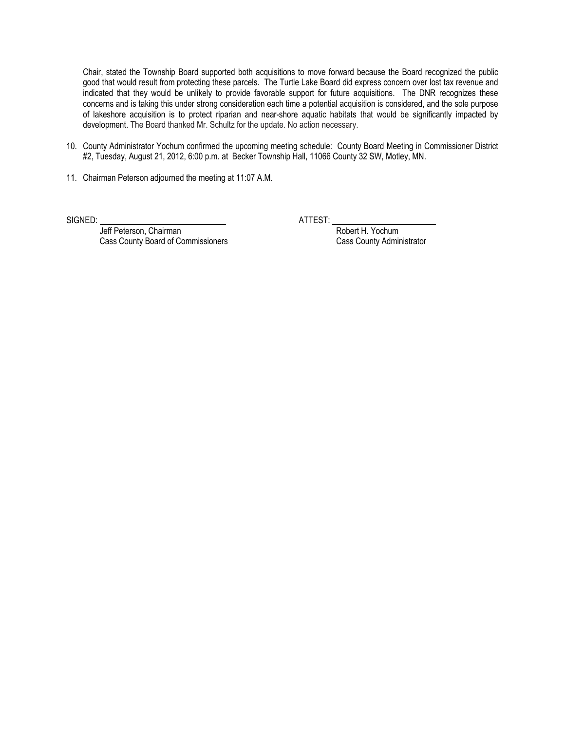Chair, stated the Township Board supported both acquisitions to move forward because the Board recognized the public good that would result from protecting these parcels. The Turtle Lake Board did express concern over lost tax revenue and indicated that they would be unlikely to provide favorable support for future acquisitions. The DNR recognizes these concerns and is taking this under strong consideration each time a potential acquisition is considered, and the sole purpose of lakeshore acquisition is to protect riparian and near-shore aquatic habitats that would be significantly impacted by development. The Board thanked Mr. Schultz for the update. No action necessary.

10. County Administrator Yochum confirmed the upcoming meeting schedule: County Board Meeting in Commissioner District #2, Tuesday, August 21, 2012, 6:00 p.m. at Becker Township Hall, 11066 County 32 SW, Motley, MN.

11. Chairman Peterson adjourned the meeting at 11:07 A.M.

SIGNED: ______________________________
Jeff Peterson, Chairman
Cass County Board of Commissioners

ATTEST: ______________________________
Robert H. Yochum
Cass County Administrator